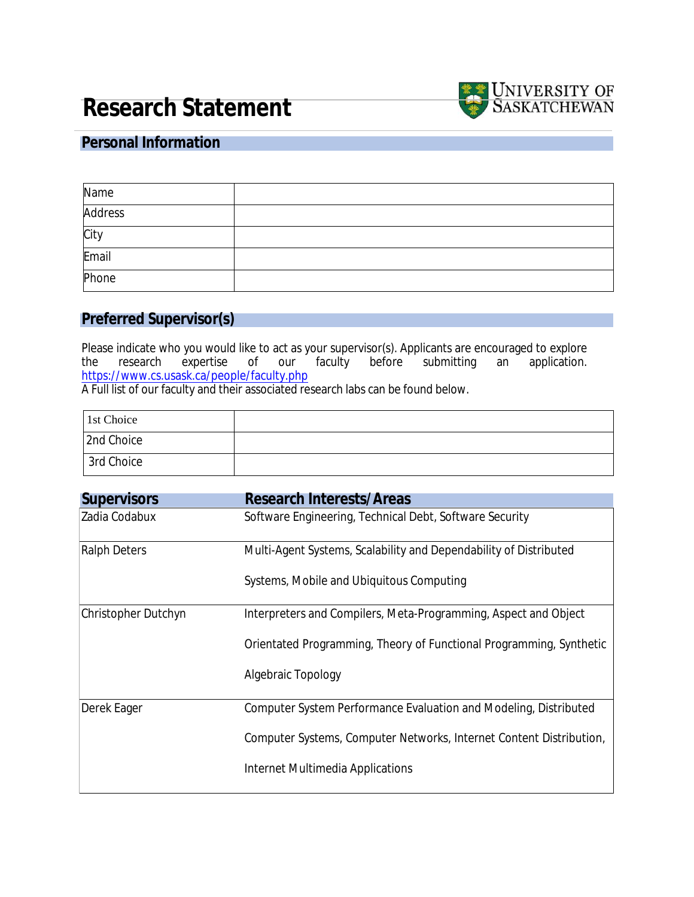# Research Statement

## Personal Information

| | |
|---|---|
| Name | |
| Address | |
| City | |
| Email | |
| Phone | |

## Preferred Supervisor(s)

Please indicate who you would like to act as your supervisor(s). Applicants are encouraged to explore the research expertise of our faculty before submitting an application. https://www.cs.usask.ca/people/faculty.php
A Full list of our faculty and their associated research labs can be found below.

| | |
|---|---|
| 1st Choice | |
| 2nd Choice | |
| 3rd Choice | |

| Supervisors | Research Interests/Areas |
|---|---|
| Zadia Codabux | Software Engineering, Technical Debt, Software Security |
| Ralph Deters | Multi-Agent Systems, Scalability and Dependability of Distributed Systems, Mobile and Ubiquitous Computing |
| Christopher Dutchyn | Interpreters and Compilers, Meta-Programming, Aspect and Object Orientated Programming, Theory of Functional Programming, Synthetic Algebraic Topology |
| Derek Eager | Computer System Performance Evaluation and Modeling, Distributed Computer Systems, Computer Networks, Internet Content Distribution, Internet Multimedia Applications |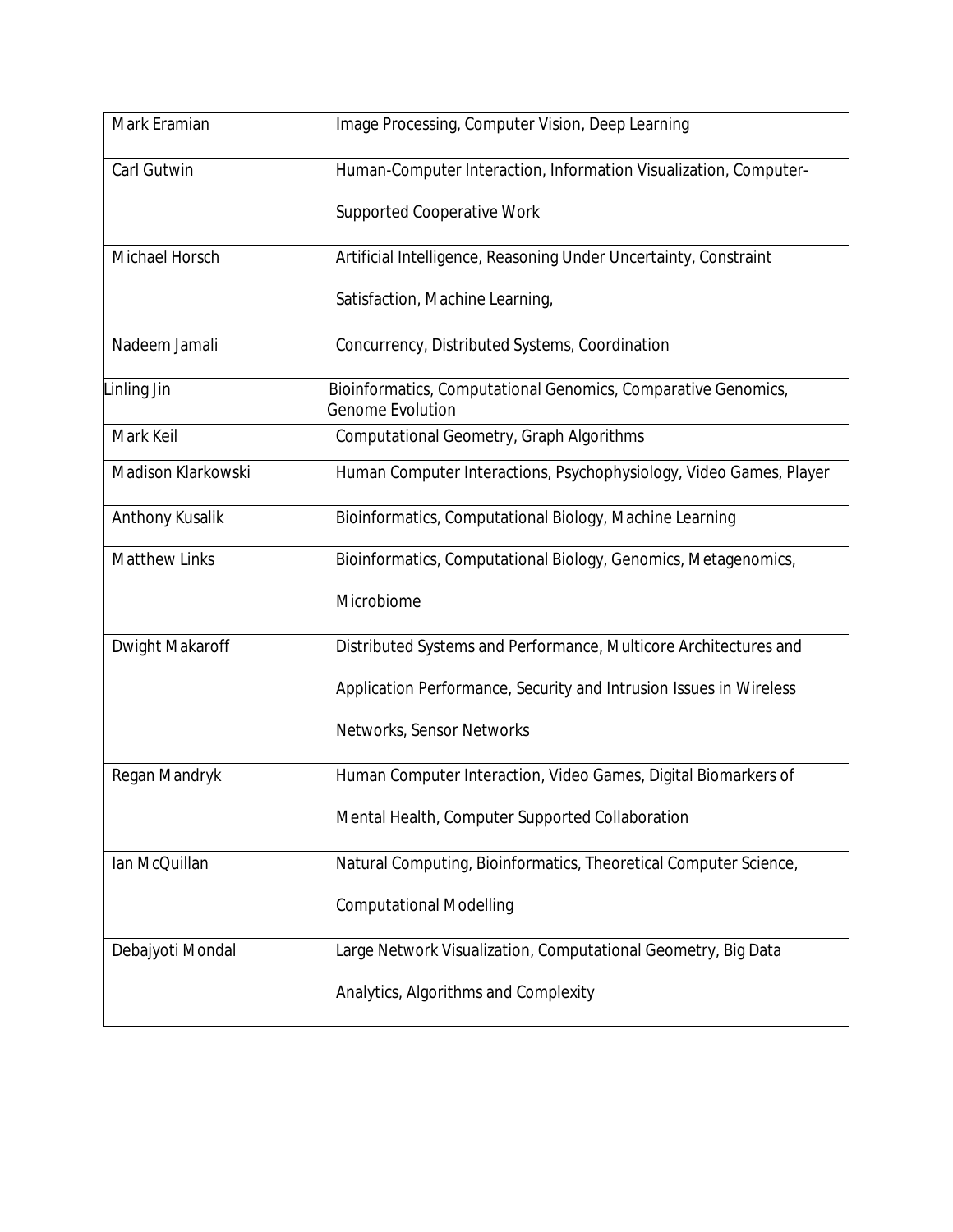| | |
|---|---|
| Mark Eramian | Image Processing, Computer Vision, Deep Learning |
| Carl Gutwin | Human-Computer Interaction, Information Visualization, Computer-Supported Cooperative Work |
| Michael Horsch | Artificial Intelligence, Reasoning Under Uncertainty, Constraint Satisfaction, Machine Learning, |
| Nadeem Jamali | Concurrency, Distributed Systems, Coordination |
| Linling Jin | Bioinformatics, Computational Genomics, Comparative Genomics, Genome Evolution |
| Mark Keil | Computational Geometry, Graph Algorithms |
| Madison Klarkowski | Human Computer Interactions, Psychophysiology, Video Games, Player |
| Anthony Kusalik | Bioinformatics, Computational Biology, Machine Learning |
| Matthew Links | Bioinformatics, Computational Biology, Genomics, Metagenomics, Microbiome |
| Dwight Makaroff | Distributed Systems and Performance, Multicore Architectures and Application Performance, Security and Intrusion Issues in Wireless Networks, Sensor Networks |
| Regan Mandryk | Human Computer Interaction, Video Games, Digital Biomarkers of Mental Health, Computer Supported Collaboration |
| Ian McQuillan | Natural Computing, Bioinformatics, Theoretical Computer Science, Computational Modelling |
| Debajyoti Mondal | Large Network Visualization, Computational Geometry, Big Data Analytics, Algorithms and Complexity |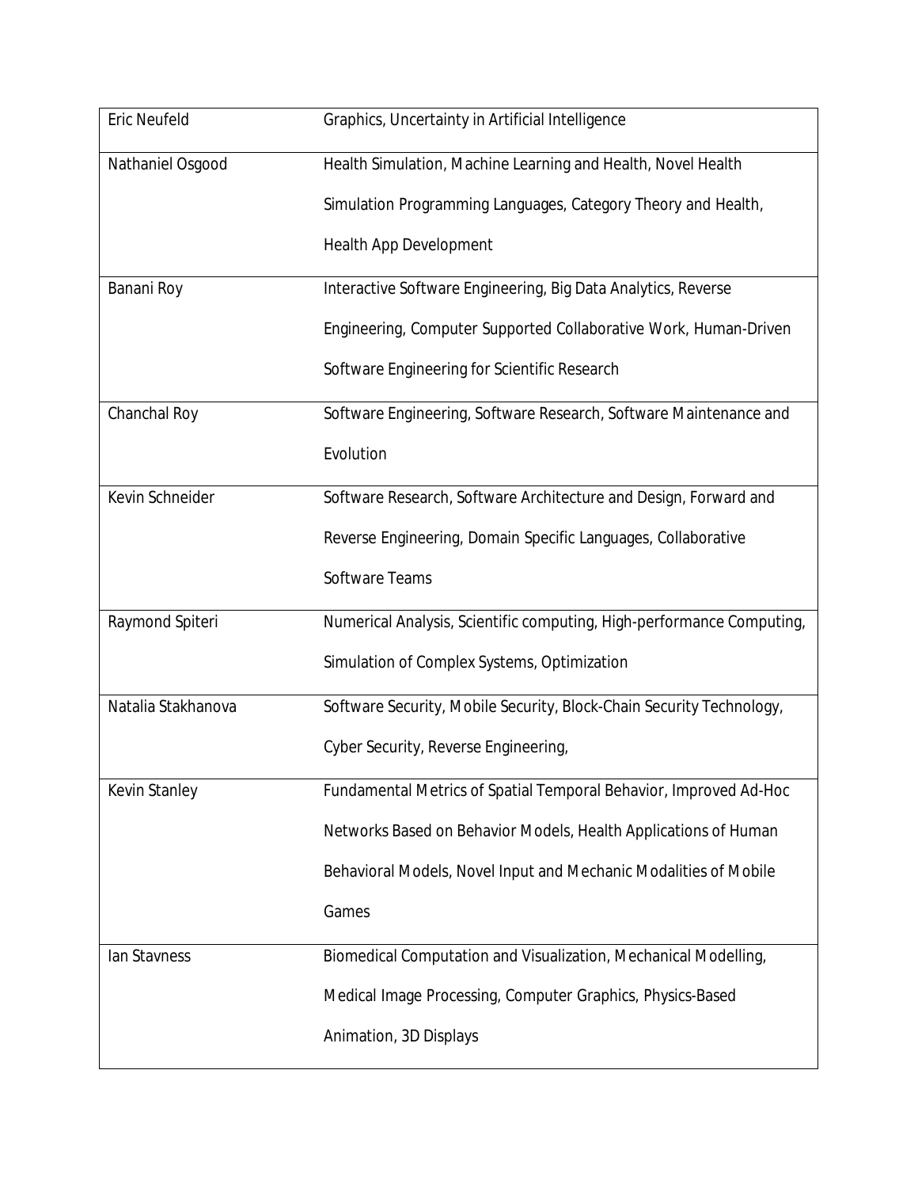| Eric Neufeld | Graphics, Uncertainty in Artificial Intelligence |
|---|---|
| Nathaniel Osgood | Health Simulation, Machine Learning and Health, Novel Health Simulation Programming Languages, Category Theory and Health, Health App Development |
| Banani Roy | Interactive Software Engineering, Big Data Analytics, Reverse Engineering, Computer Supported Collaborative Work, Human-Driven Software Engineering for Scientific Research |
| Chanchal Roy | Software Engineering, Software Research, Software Maintenance and Evolution |
| Kevin Schneider | Software Research, Software Architecture and Design, Forward and Reverse Engineering, Domain Specific Languages, Collaborative Software Teams |
| Raymond Spiteri | Numerical Analysis, Scientific computing, High-performance Computing, Simulation of Complex Systems, Optimization |
| Natalia Stakhanova | Software Security, Mobile Security, Block-Chain Security Technology, Cyber Security, Reverse Engineering, |
| Kevin Stanley | Fundamental Metrics of Spatial Temporal Behavior, Improved Ad-Hoc Networks Based on Behavior Models, Health Applications of Human Behavioral Models, Novel Input and Mechanic Modalities of Mobile Games |
| Ian Stavness | Biomedical Computation and Visualization, Mechanical Modelling, Medical Image Processing, Computer Graphics, Physics-Based Animation, 3D Displays |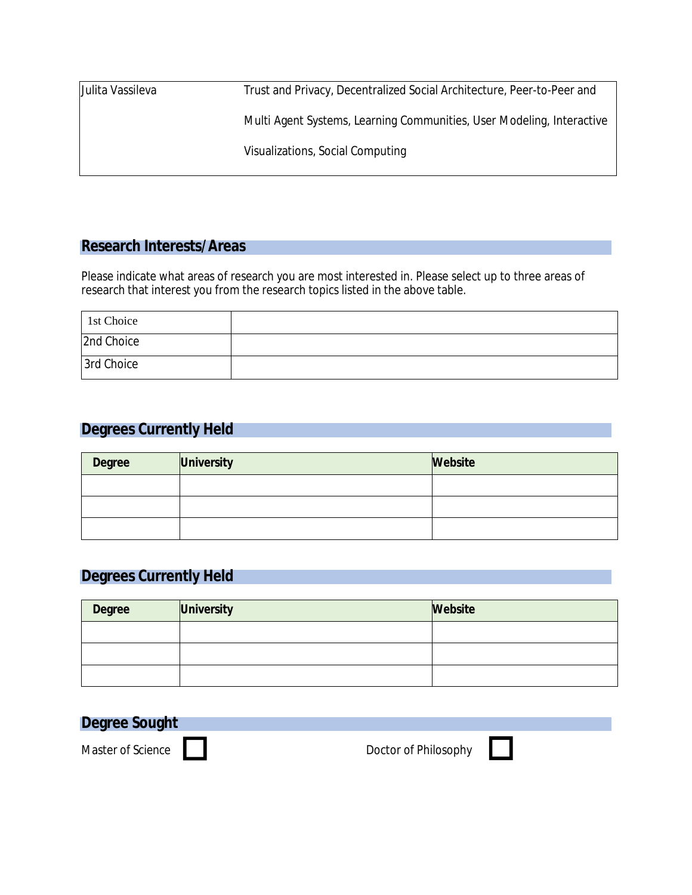| Julita Vassileva | Trust and Privacy, Decentralized Social Architecture, Peer-to-Peer and Multi Agent Systems, Learning Communities, User Modeling, Interactive Visualizations, Social Computing |
|---|---|

## Research Interests/Areas

Please indicate what areas of research you are most interested in. Please select up to three areas of research that interest you from the research topics listed in the above table.

| 1st Choice | |
|---|---|
| 2nd Choice | |
| 3rd Choice | |

## Degrees Currently Held

| Degree | University | Website |
|---|---|---|
| | | |
| | | |
| | | |

## Degrees Currently Held

| Degree | University | Website |
|---|---|---|
| | | |
| | | |
| | | |

## Degree Sought

Master of Science ☐ Doctor of Philosophy ☐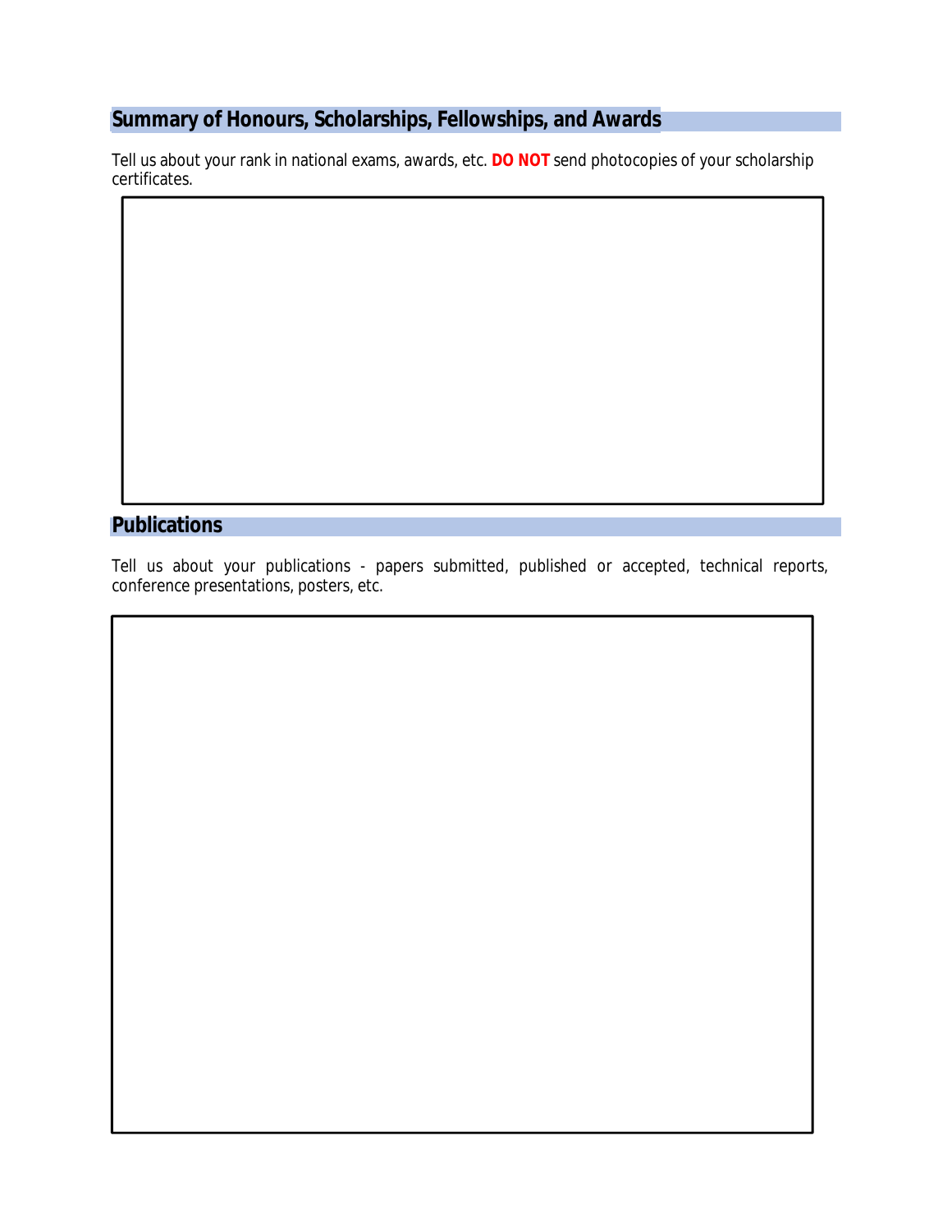## Summary of Honours, Scholarships, Fellowships, and Awards

Tell us about your rank in national exams, awards, etc. **DO NOT** send photocopies of your scholarship certificates.

## Publications

Tell us about your publications - papers submitted, published or accepted, technical reports, conference presentations, posters, etc.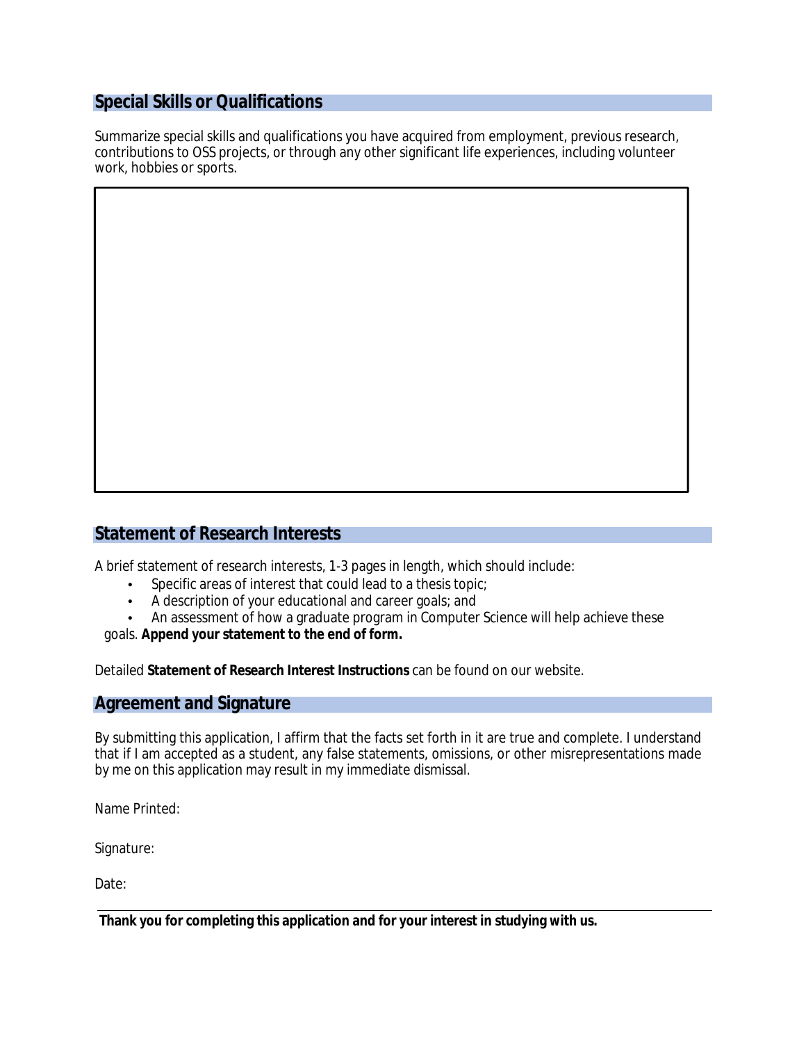## Special Skills or Qualifications

Summarize special skills and qualifications you have acquired from employment, previous research, contributions to OSS projects, or through any other significant life experiences, including volunteer work, hobbies or sports.

## Statement of Research Interests

A brief statement of research interests, 1-3 pages in length, which should include:

- Specific areas of interest that could lead to a thesis topic;
- A description of your educational and career goals; and
- An assessment of how a graduate program in Computer Science will help achieve these goals. **Append your statement to the end of form.**

Detailed **Statement of Research Interest Instructions** can be found on our website.

## Agreement and Signature

By submitting this application, I affirm that the facts set forth in it are true and complete. I understand that if I am accepted as a student, any false statements, omissions, or other misrepresentations made by me on this application may result in my immediate dismissal.

Name Printed:

Signature:

Date:

**Thank you for completing this application and for your interest in studying with us.**